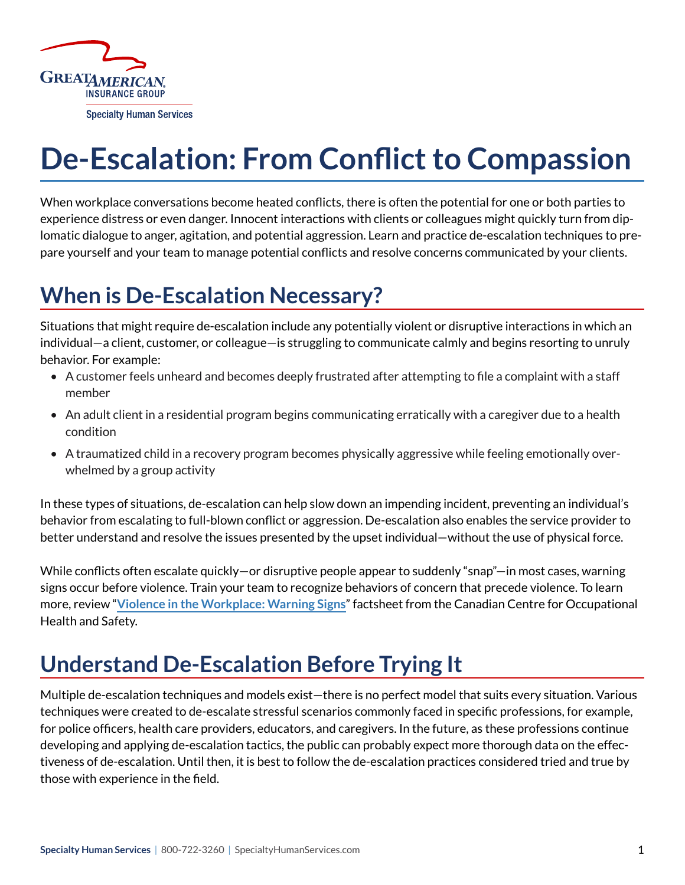Great American Insurance Group

Specialty Human Services

# De-Escalation: From Conflict to Compassion

When workplace conversations become heated conflicts, there is often the potential for one or both parties to experience distress or even danger. Innocent interactions with clients or colleagues might quickly turn from diplomatic dialogue to anger, agitation, and potential aggression. Learn and practice de-escalation techniques to prepare yourself and your team to manage potential conflicts and resolve concerns communicated by your clients.

## When is De-Escalation Necessary?

Situations that might require de-escalation include any potentially violent or disruptive interactions in which an individual—a client, customer, or colleague—is struggling to communicate calmly and begins resorting to unruly behavior. For example:

- A customer feels unheard and becomes deeply frustrated after attempting to file a complaint with a staff member
- An adult client in a residential program begins communicating erratically with a caregiver due to a health condition
- A traumatized child in a recovery program becomes physically aggressive while feeling emotionally overwhelmed by a group activity

In these types of situations, de-escalation can help slow down an impending incident, preventing an individual's behavior from escalating to full-blown conflict or aggression. De-escalation also enables the service provider to better understand and resolve the issues presented by the upset individual—without the use of physical force.

While conflicts often escalate quickly—or disruptive people appear to suddenly "snap"—in most cases, warning signs occur before violence. Train your team to recognize behaviors of concern that precede violence. To learn more, review "**Violence in the Workplace: Warning Signs**" factsheet from the Canadian Centre for Occupational Health and Safety.

## Understand De-Escalation Before Trying It

Multiple de-escalation techniques and models exist—there is no perfect model that suits every situation. Various techniques were created to de-escalate stressful scenarios commonly faced in specific professions, for example, for police officers, health care providers, educators, and caregivers. In the future, as these professions continue developing and applying de-escalation tactics, the public can probably expect more thorough data on the effectiveness of de-escalation. Until then, it is best to follow the de-escalation practices considered tried and true by those with experience in the field.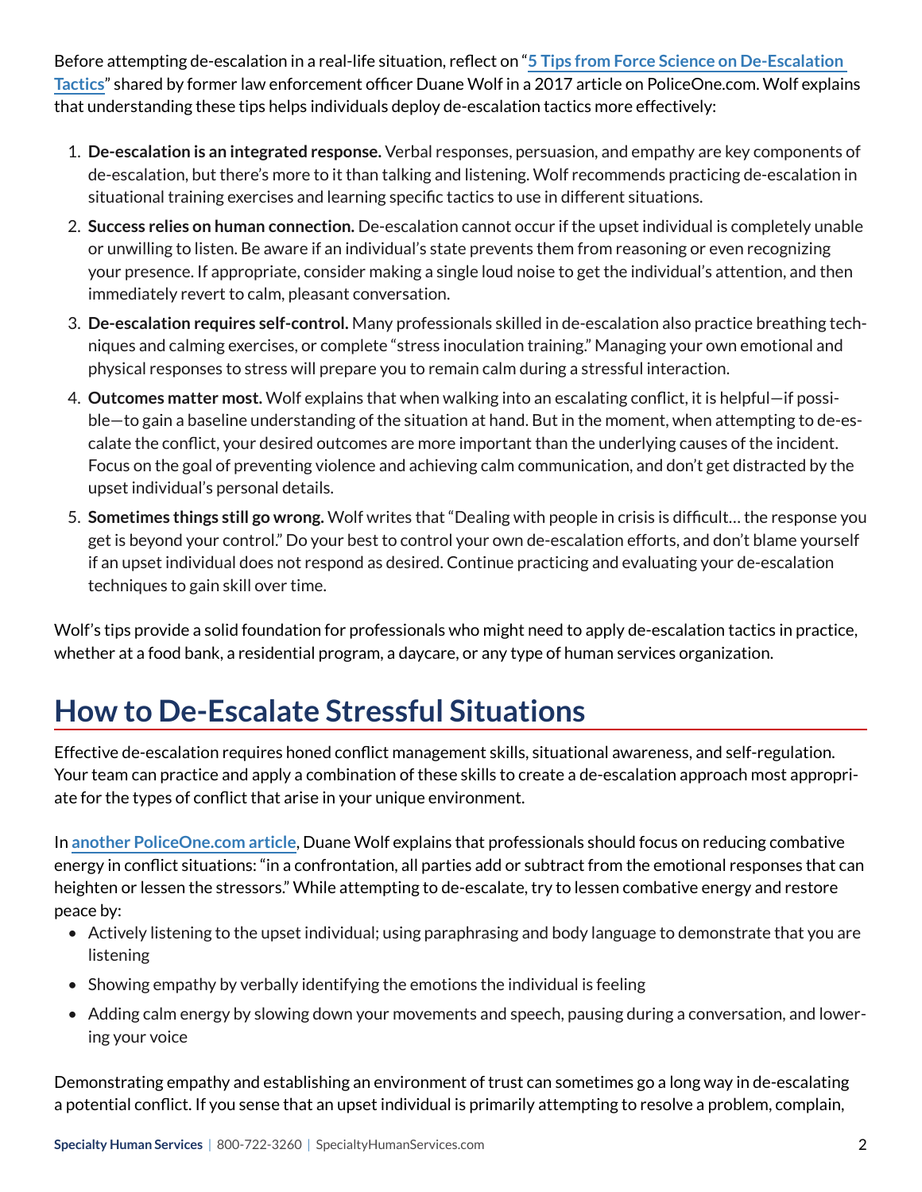Before attempting de-escalation in a real-life situation, reflect on "**5 Tips from Force Science on De-Escalation Tactics**" shared by former law enforcement officer Duane Wolf in a 2017 article on PoliceOne.com. Wolf explains that understanding these tips helps individuals deploy de-escalation tactics more effectively:

1. **De-escalation is an integrated response.** Verbal responses, persuasion, and empathy are key components of de-escalation, but there's more to it than talking and listening. Wolf recommends practicing de-escalation in situational training exercises and learning specific tactics to use in different situations.
2. **Success relies on human connection.** De-escalation cannot occur if the upset individual is completely unable or unwilling to listen. Be aware if an individual's state prevents them from reasoning or even recognizing your presence. If appropriate, consider making a single loud noise to get the individual's attention, and then immediately revert to calm, pleasant conversation.
3. **De-escalation requires self-control.** Many professionals skilled in de-escalation also practice breathing techniques and calming exercises, or complete "stress inoculation training." Managing your own emotional and physical responses to stress will prepare you to remain calm during a stressful interaction.
4. **Outcomes matter most.** Wolf explains that when walking into an escalating conflict, it is helpful—if possible—to gain a baseline understanding of the situation at hand. But in the moment, when attempting to de-escalate the conflict, your desired outcomes are more important than the underlying causes of the incident. Focus on the goal of preventing violence and achieving calm communication, and don't get distracted by the upset individual's personal details.
5. **Sometimes things still go wrong.** Wolf writes that "Dealing with people in crisis is difficult… the response you get is beyond your control." Do your best to control your own de-escalation efforts, and don't blame yourself if an upset individual does not respond as desired. Continue practicing and evaluating your de-escalation techniques to gain skill over time.

Wolf's tips provide a solid foundation for professionals who might need to apply de-escalation tactics in practice, whether at a food bank, a residential program, a daycare, or any type of human services organization.

## How to De-Escalate Stressful Situations

Effective de-escalation requires honed conflict management skills, situational awareness, and self-regulation. Your team can practice and apply a combination of these skills to create a de-escalation approach most appropriate for the types of conflict that arise in your unique environment.

In **another PoliceOne.com article**, Duane Wolf explains that professionals should focus on reducing combative energy in conflict situations: "in a confrontation, all parties add or subtract from the emotional responses that can heighten or lessen the stressors." While attempting to de-escalate, try to lessen combative energy and restore peace by:

- Actively listening to the upset individual; using paraphrasing and body language to demonstrate that you are listening
- Showing empathy by verbally identifying the emotions the individual is feeling
- Adding calm energy by slowing down your movements and speech, pausing during a conversation, and lowering your voice

Demonstrating empathy and establishing an environment of trust can sometimes go a long way in de-escalating a potential conflict. If you sense that an upset individual is primarily attempting to resolve a problem, complain,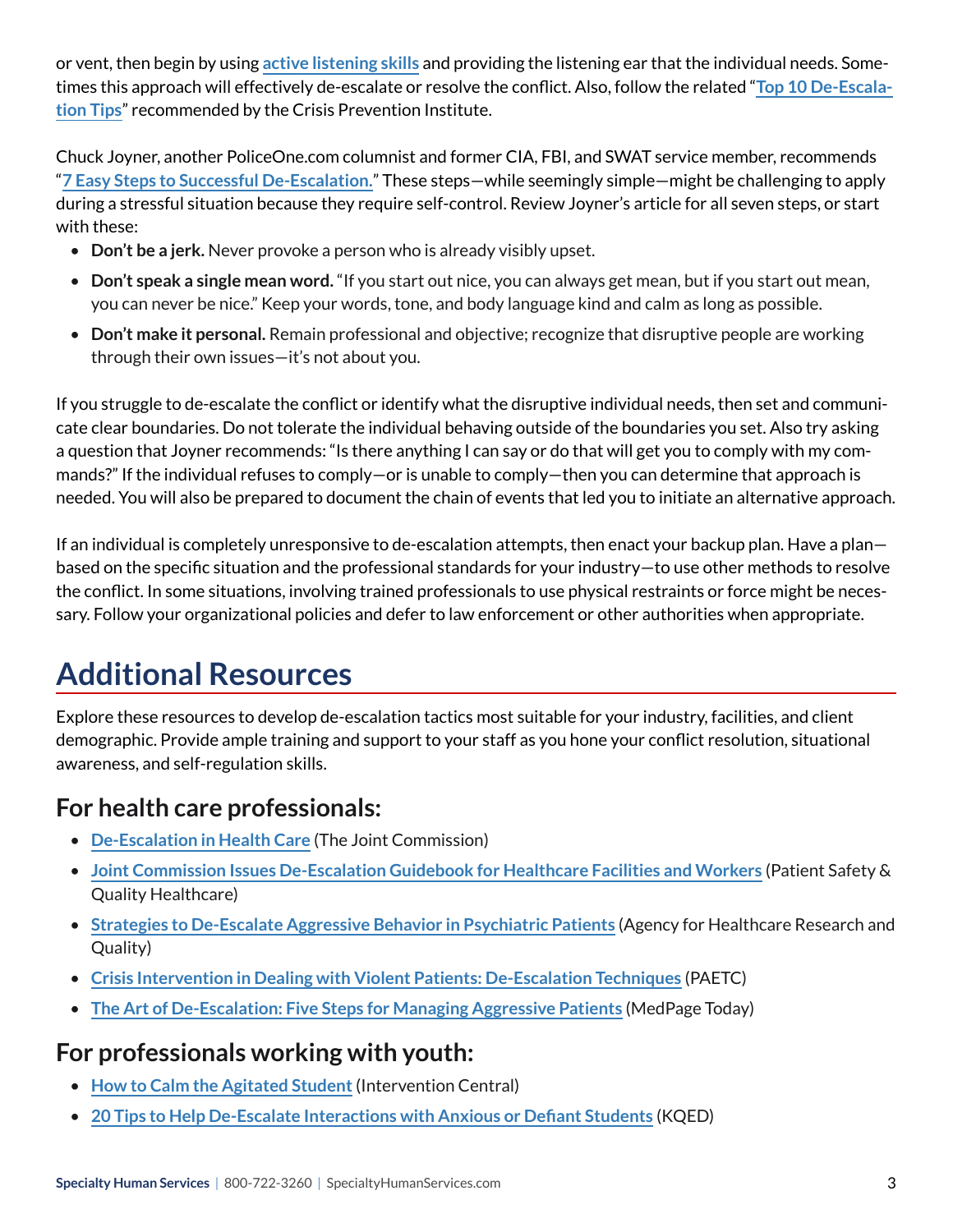or vent, then begin by using **active listening skills** and providing the listening ear that the individual needs. Sometimes this approach will effectively de-escalate or resolve the conflict. Also, follow the related "**Top 10 De-Escalation Tips**" recommended by the Crisis Prevention Institute.

Chuck Joyner, another PoliceOne.com columnist and former CIA, FBI, and SWAT service member, recommends "**7 Easy Steps to Successful De-Escalation.**" These steps—while seemingly simple—might be challenging to apply during a stressful situation because they require self-control. Review Joyner's article for all seven steps, or start with these:

- **Don't be a jerk.** Never provoke a person who is already visibly upset.
- **Don't speak a single mean word.** "If you start out nice, you can always get mean, but if you start out mean, you can never be nice." Keep your words, tone, and body language kind and calm as long as possible.
- **Don't make it personal.** Remain professional and objective; recognize that disruptive people are working through their own issues—it's not about you.

If you struggle to de-escalate the conflict or identify what the disruptive individual needs, then set and communicate clear boundaries. Do not tolerate the individual behaving outside of the boundaries you set. Also try asking a question that Joyner recommends: "Is there anything I can say or do that will get you to comply with my commands?" If the individual refuses to comply—or is unable to comply—then you can determine that approach is needed. You will also be prepared to document the chain of events that led you to initiate an alternative approach.

If an individual is completely unresponsive to de-escalation attempts, then enact your backup plan. Have a plan—based on the specific situation and the professional standards for your industry—to use other methods to resolve the conflict. In some situations, involving trained professionals to use physical restraints or force might be necessary. Follow your organizational policies and defer to law enforcement or other authorities when appropriate.

# Additional Resources

Explore these resources to develop de-escalation tactics most suitable for your industry, facilities, and client demographic. Provide ample training and support to your staff as you hone your conflict resolution, situational awareness, and self-regulation skills.

## For health care professionals:

- **De-Escalation in Health Care** (The Joint Commission)
- **Joint Commission Issues De-Escalation Guidebook for Healthcare Facilities and Workers** (Patient Safety & Quality Healthcare)
- **Strategies to De-Escalate Aggressive Behavior in Psychiatric Patients** (Agency for Healthcare Research and Quality)
- **Crisis Intervention in Dealing with Violent Patients: De-Escalation Techniques** (PAETC)
- **The Art of De-Escalation: Five Steps for Managing Aggressive Patients** (MedPage Today)

## For professionals working with youth:

- **How to Calm the Agitated Student** (Intervention Central)
- **20 Tips to Help De-Escalate Interactions with Anxious or Defiant Students** (KQED)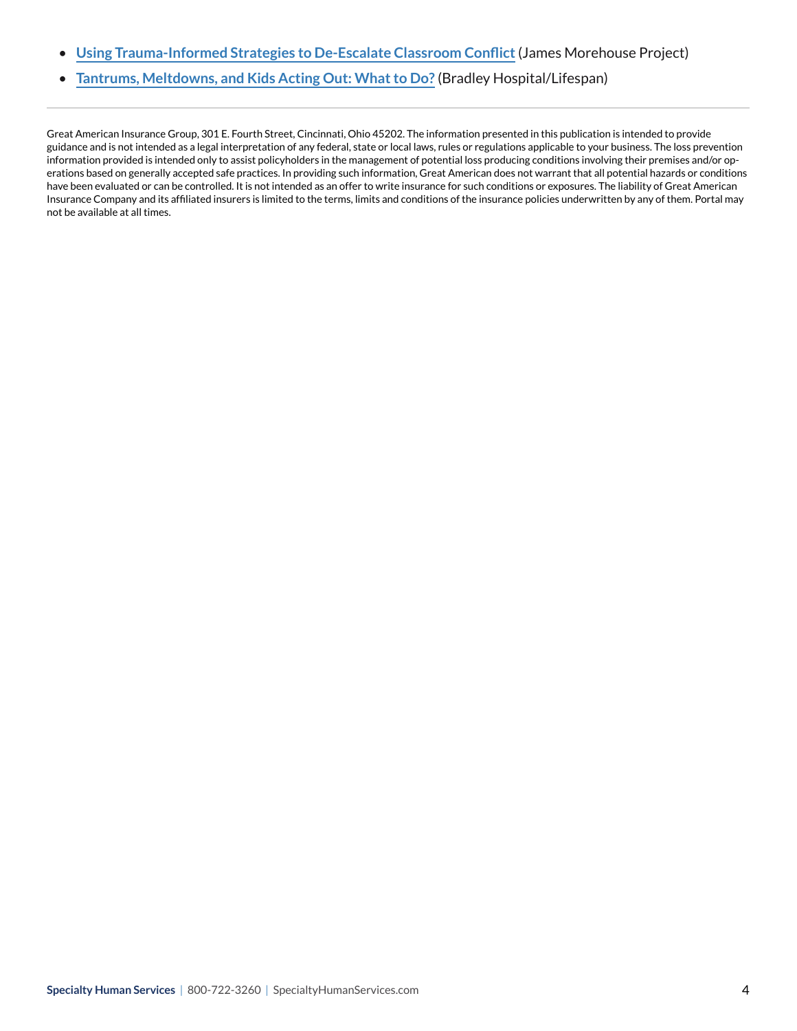- **Using Trauma-Informed Strategies to De-Escalate Classroom Conflict** (James Morehouse Project)
- **Tantrums, Meltdowns, and Kids Acting Out: What to Do?** (Bradley Hospital/Lifespan)

---

Great American Insurance Group, 301 E. Fourth Street, Cincinnati, Ohio 45202. The information presented in this publication is intended to provide guidance and is not intended as a legal interpretation of any federal, state or local laws, rules or regulations applicable to your business. The loss prevention information provided is intended only to assist policyholders in the management of potential loss producing conditions involving their premises and/or operations based on generally accepted safe practices. In providing such information, Great American does not warrant that all potential hazards or conditions have been evaluated or can be controlled. It is not intended as an offer to write insurance for such conditions or exposures. The liability of Great American Insurance Company and its affiliated insurers is limited to the terms, limits and conditions of the insurance policies underwritten by any of them. Portal may not be available at all times.

**Specialty Human Services** | 800-722-3260 | SpecialtyHumanServices.com